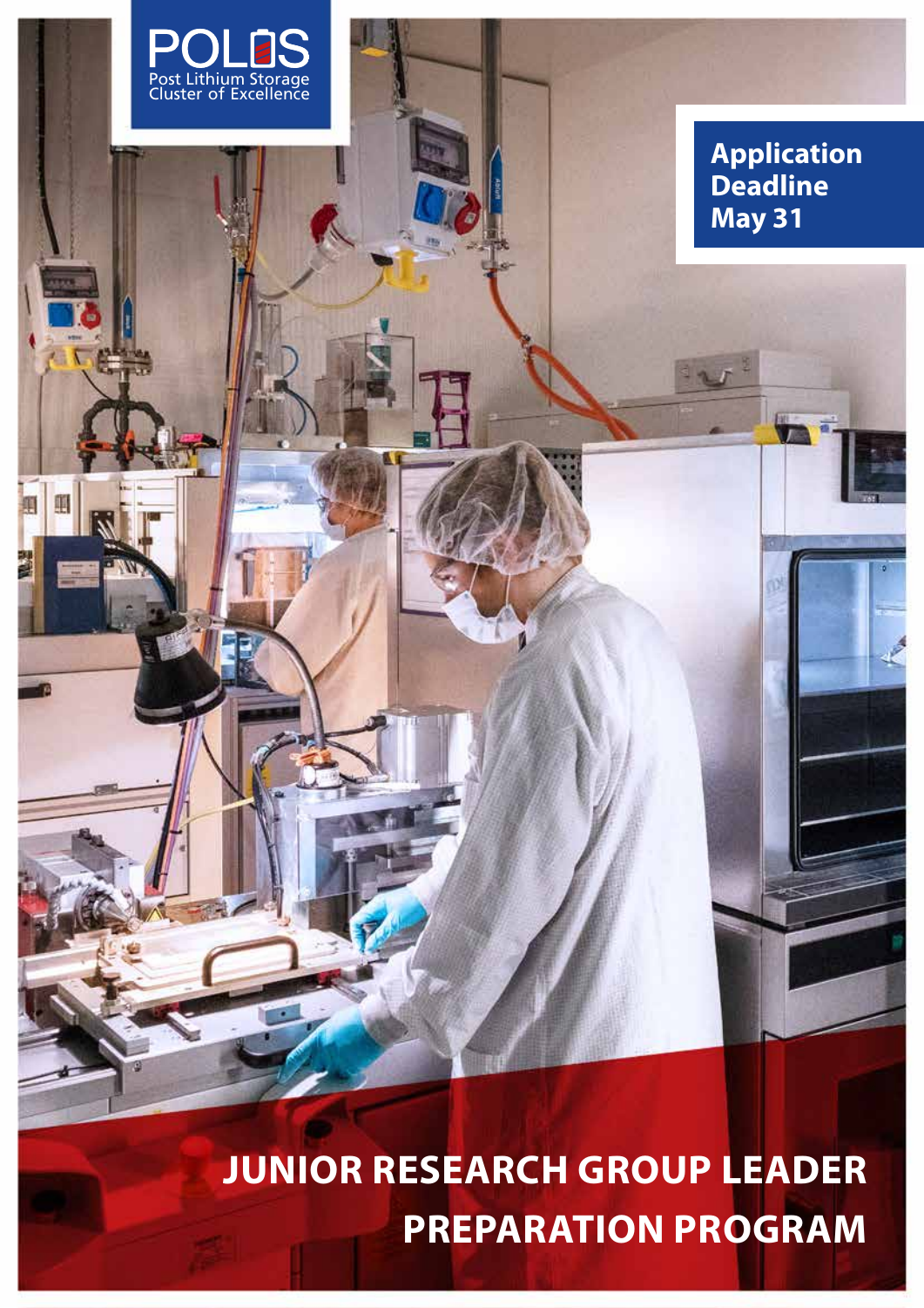POLiS

Post Lithium Storage Cluster of Excellence

**Application Deadline May 31**

# JUNIOR RESEARCH GROUP LEADER PREPARATION PROGRAM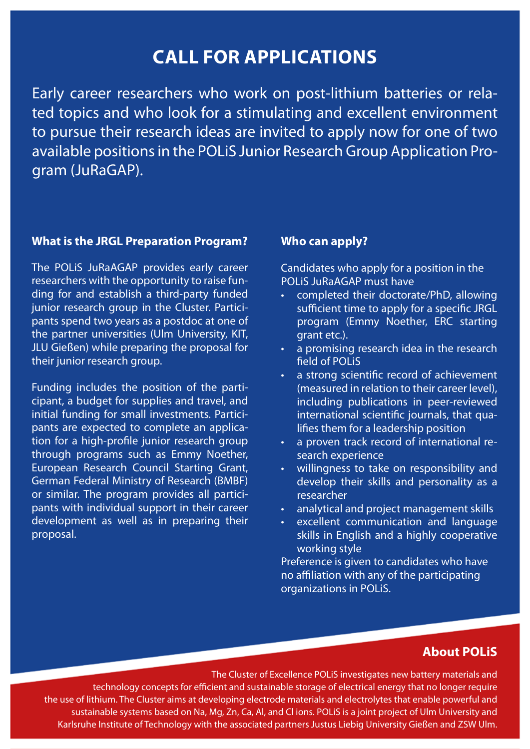# CALL FOR APPLICATIONS

Early career researchers who work on post-lithium batteries or related topics and who look for a stimulating and excellent environment to pursue their research ideas are invited to apply now for one of two available positions in the POLiS Junior Research Group Application Program (JuRaGAP).

### What is the JRGL Preparation Program?

The POLiS JuRaAGAP provides early career researchers with the opportunity to raise funding for and establish a third-party funded junior research group in the Cluster. Participants spend two years as a postdoc at one of the partner universities (Ulm University, KIT, JLU Gießen) while preparing the proposal for their junior research group.

Funding includes the position of the participant, a budget for supplies and travel, and initial funding for small investments. Participants are expected to complete an application for a high-profile junior research group through programs such as Emmy Noether, European Research Council Starting Grant, German Federal Ministry of Research (BMBF) or similar. The program provides all participants with individual support in their career development as well as in preparing their proposal.

### Who can apply?

Candidates who apply for a position in the POLiS JuRaAGAP must have

- completed their doctorate/PhD, allowing sufficient time to apply for a specific JRGL program (Emmy Noether, ERC starting grant etc.).
- a promising research idea in the research field of POLiS
- a strong scientific record of achievement (measured in relation to their career level), including publications in peer-reviewed international scientific journals, that qualifies them for a leadership position
- a proven track record of international research experience
- willingness to take on responsibility and develop their skills and personality as a researcher
- analytical and project management skills
- excellent communication and language skills in English and a highly cooperative working style

Preference is given to candidates who have no affiliation with any of the participating organizations in POLiS.

### About POLiS

The Cluster of Excellence POLiS investigates new battery materials and technology concepts for efficient and sustainable storage of electrical energy that no longer require the use of lithium. The Cluster aims at developing electrode materials and electrolytes that enable powerful and sustainable systems based on Na, Mg, Zn, Ca, Al, and Cl ions. POLiS is a joint project of Ulm University and Karlsruhe Institute of Technology with the associated partners Justus Liebig University Gießen and ZSW Ulm.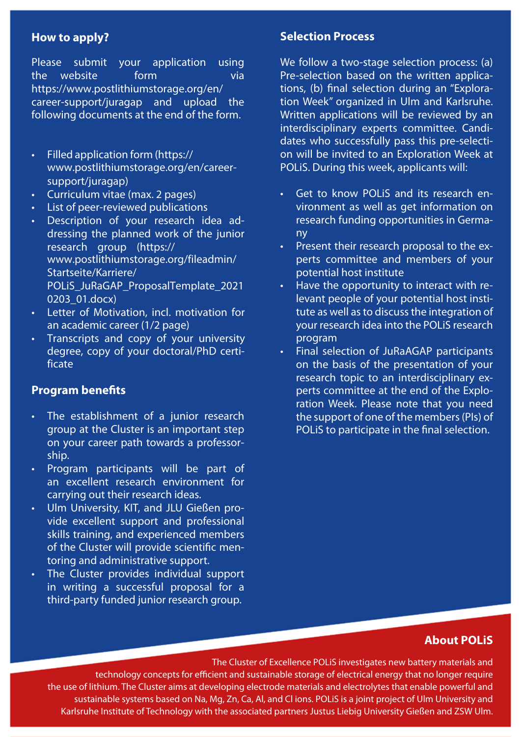## How to apply?

Please submit your application using the website form via https://www.postlithiumstorage.org/en/career-support/juragap and upload the following documents at the end of the form.

- Filled application form (https://www.postlithiumstorage.org/en/career-support/juragap)
- Curriculum vitae (max. 2 pages)
- List of peer-reviewed publications
- Description of your research idea addressing the planned work of the junior research group (https://www.postlithiumstorage.org/fileadmin/Startseite/Karriere/POLiS_JuRaGAP_ProposalTemplate_20210203_01.docx)
- Letter of Motivation, incl. motivation for an academic career (1/2 page)
- Transcripts and copy of your university degree, copy of your doctoral/PhD certificate

## Program benefits

- The establishment of a junior research group at the Cluster is an important step on your career path towards a professorship.
- Program participants will be part of an excellent research environment for carrying out their research ideas.
- Ulm University, KIT, and JLU Gießen provide excellent support and professional skills training, and experienced members of the Cluster will provide scientific mentoring and administrative support.
- The Cluster provides individual support in writing a successful proposal for a third-party funded junior research group.

## Selection Process

We follow a two-stage selection process: (a) Pre-selection based on the written applications, (b) final selection during an "Exploration Week" organized in Ulm and Karlsruhe. Written applications will be reviewed by an interdisciplinary experts committee. Candidates who successfully pass this pre-selection will be invited to an Exploration Week at POLiS. During this week, applicants will:

- Get to know POLiS and its research environment as well as get information on research funding opportunities in Germany
- Present their research proposal to the experts committee and members of your potential host institute
- Have the opportunity to interact with relevant people of your potential host institute as well as to discuss the integration of your research idea into the POLiS research program
- Final selection of JuRaAGAP participants on the basis of the presentation of your research topic to an interdisciplinary experts committee at the end of the Exploration Week. Please note that you need the support of one of the members (PIs) of POLiS to participate in the final selection.

## About POLiS

The Cluster of Excellence POLiS investigates new battery materials and technology concepts for efficient and sustainable storage of electrical energy that no longer require the use of lithium. The Cluster aims at developing electrode materials and electrolytes that enable powerful and sustainable systems based on Na, Mg, Zn, Ca, Al, and Cl ions. POLiS is a joint project of Ulm University and Karlsruhe Institute of Technology with the associated partners Justus Liebig University Gießen and ZSW Ulm.